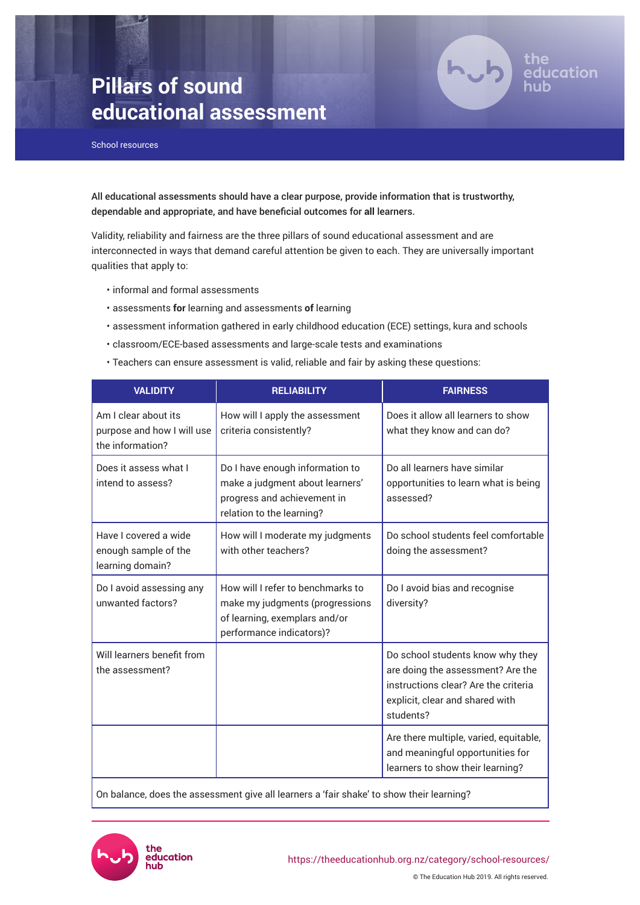# Pillars of sound educational assessment

School resources

**All educational assessments should have a clear purpose, provide information that is trustworthy, dependable and appropriate, and have beneficial outcomes for all learners.**

Validity, reliability and fairness are the three pillars of sound educational assessment and are interconnected in ways that demand careful attention be given to each. They are universally important qualities that apply to:

- informal and formal assessments
- assessments **for** learning and assessments **of** learning
- assessment information gathered in early childhood education (ECE) settings, kura and schools
- classroom/ECE-based assessments and large-scale tests and examinations
- Teachers can ensure assessment is valid, reliable and fair by asking these questions:

| VALIDITY | RELIABILITY | FAIRNESS |
|---|---|---|
| Am I clear about its purpose and how I will use the information? | How will I apply the assessment criteria consistently? | Does it allow all learners to show what they know and can do? |
| Does it assess what I intend to assess? | Do I have enough information to make a judgment about learners' progress and achievement in relation to the learning? | Do all learners have similar opportunities to learn what is being assessed? |
| Have I covered a wide enough sample of the learning domain? | How will I moderate my judgments with other teachers? | Do school students feel comfortable doing the assessment? |
| Do I avoid assessing any unwanted factors? | How will I refer to benchmarks to make my judgments (progressions of learning, exemplars and/or performance indicators)? | Do I avoid bias and recognise diversity? |
| Will learners benefit from the assessment? | | Do school students know why they are doing the assessment? Are the instructions clear? Are the criteria explicit, clear and shared with students? |
| | | Are there multiple, varied, equitable, and meaningful opportunities for learners to show their learning? |
| On balance, does the assessment give all learners a 'fair shake' to show their learning? | | |

https://theeducationhub.org.nz/category/school-resources/

© The Education Hub 2019. All rights reserved.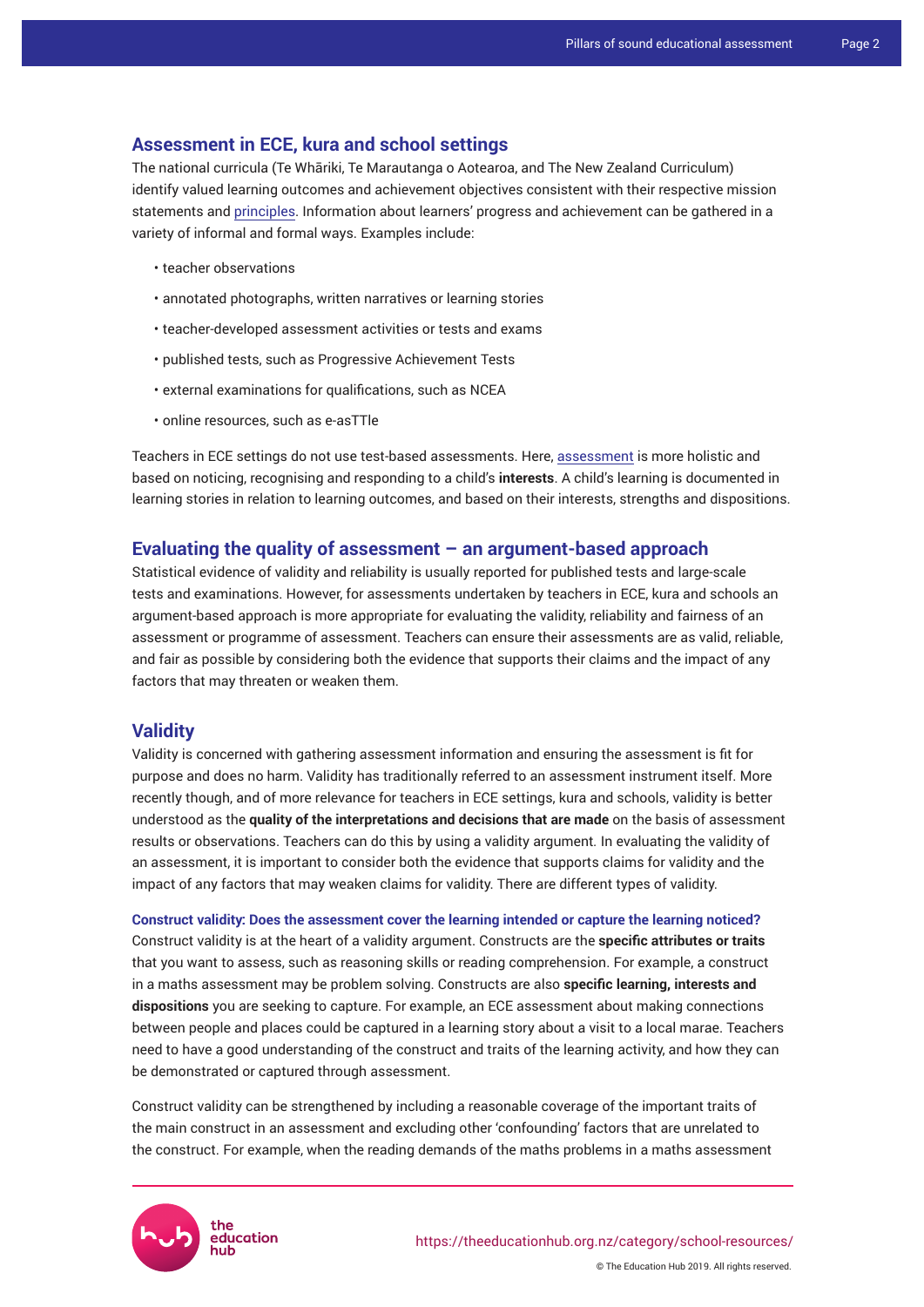## Assessment in ECE, kura and school settings

The national curricula (Te Whāriki, Te Marautanga o Aotearoa, and The New Zealand Curriculum) identify valued learning outcomes and achievement objectives consistent with their respective mission statements and principles. Information about learners' progress and achievement can be gathered in a variety of informal and formal ways. Examples include:

- teacher observations
- annotated photographs, written narratives or learning stories
- teacher-developed assessment activities or tests and exams
- published tests, such as Progressive Achievement Tests
- external examinations for qualifications, such as NCEA
- online resources, such as e-asTTle

Teachers in ECE settings do not use test-based assessments. Here, assessment is more holistic and based on noticing, recognising and responding to a child's **interests**. A child's learning is documented in learning stories in relation to learning outcomes, and based on their interests, strengths and dispositions.

## Evaluating the quality of assessment – an argument-based approach

Statistical evidence of validity and reliability is usually reported for published tests and large-scale tests and examinations. However, for assessments undertaken by teachers in ECE, kura and schools an argument-based approach is more appropriate for evaluating the validity, reliability and fairness of an assessment or programme of assessment. Teachers can ensure their assessments are as valid, reliable, and fair as possible by considering both the evidence that supports their claims and the impact of any factors that may threaten or weaken them.

## Validity

Validity is concerned with gathering assessment information and ensuring the assessment is fit for purpose and does no harm. Validity has traditionally referred to an assessment instrument itself. More recently though, and of more relevance for teachers in ECE settings, kura and schools, validity is better understood as the **quality of the interpretations and decisions that are made** on the basis of assessment results or observations. Teachers can do this by using a validity argument. In evaluating the validity of an assessment, it is important to consider both the evidence that supports claims for validity and the impact of any factors that may weaken claims for validity. There are different types of validity.

### Construct validity: Does the assessment cover the learning intended or capture the learning noticed?

Construct validity is at the heart of a validity argument. Constructs are the **specific attributes or traits** that you want to assess, such as reasoning skills or reading comprehension. For example, a construct in a maths assessment may be problem solving. Constructs are also **specific learning, interests and dispositions** you are seeking to capture. For example, an ECE assessment about making connections between people and places could be captured in a learning story about a visit to a local marae. Teachers need to have a good understanding of the construct and traits of the learning activity, and how they can be demonstrated or captured through assessment.

Construct validity can be strengthened by including a reasonable coverage of the important traits of the main construct in an assessment and excluding other 'confounding' factors that are unrelated to the construct. For example, when the reading demands of the maths problems in a maths assessment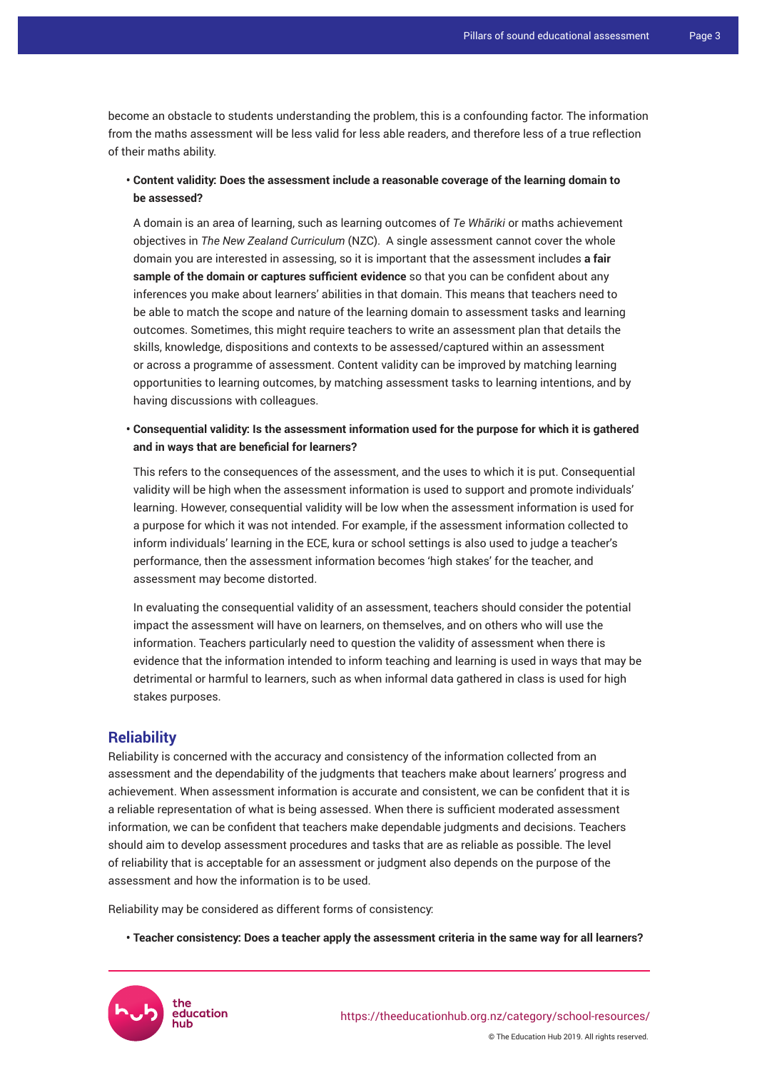become an obstacle to students understanding the problem, this is a confounding factor. The information from the maths assessment will be less valid for less able readers, and therefore less of a true reflection of their maths ability.

- **Content validity: Does the assessment include a reasonable coverage of the learning domain to be assessed?**

  A domain is an area of learning, such as learning outcomes of *Te Whāriki* or maths achievement objectives in *The New Zealand Curriculum* (NZC). A single assessment cannot cover the whole domain you are interested in assessing, so it is important that the assessment includes **a fair sample of the domain or captures sufficient evidence** so that you can be confident about any inferences you make about learners' abilities in that domain. This means that teachers need to be able to match the scope and nature of the learning domain to assessment tasks and learning outcomes. Sometimes, this might require teachers to write an assessment plan that details the skills, knowledge, dispositions and contexts to be assessed/captured within an assessment or across a programme of assessment. Content validity can be improved by matching learning opportunities to learning outcomes, by matching assessment tasks to learning intentions, and by having discussions with colleagues.

- **Consequential validity: Is the assessment information used for the purpose for which it is gathered and in ways that are beneficial for learners?**

  This refers to the consequences of the assessment, and the uses to which it is put. Consequential validity will be high when the assessment information is used to support and promote individuals' learning. However, consequential validity will be low when the assessment information is used for a purpose for which it was not intended. For example, if the assessment information collected to inform individuals' learning in the ECE, kura or school settings is also used to judge a teacher's performance, then the assessment information becomes 'high stakes' for the teacher, and assessment may become distorted.

  In evaluating the consequential validity of an assessment, teachers should consider the potential impact the assessment will have on learners, on themselves, and on others who will use the information. Teachers particularly need to question the validity of assessment when there is evidence that the information intended to inform teaching and learning is used in ways that may be detrimental or harmful to learners, such as when informal data gathered in class is used for high stakes purposes.

## Reliability

Reliability is concerned with the accuracy and consistency of the information collected from an assessment and the dependability of the judgments that teachers make about learners' progress and achievement. When assessment information is accurate and consistent, we can be confident that it is a reliable representation of what is being assessed. When there is sufficient moderated assessment information, we can be confident that teachers make dependable judgments and decisions. Teachers should aim to develop assessment procedures and tasks that are as reliable as possible. The level of reliability that is acceptable for an assessment or judgment also depends on the purpose of the assessment and how the information is to be used.

Reliability may be considered as different forms of consistency:

- **Teacher consistency: Does a teacher apply the assessment criteria in the same way for all learners?**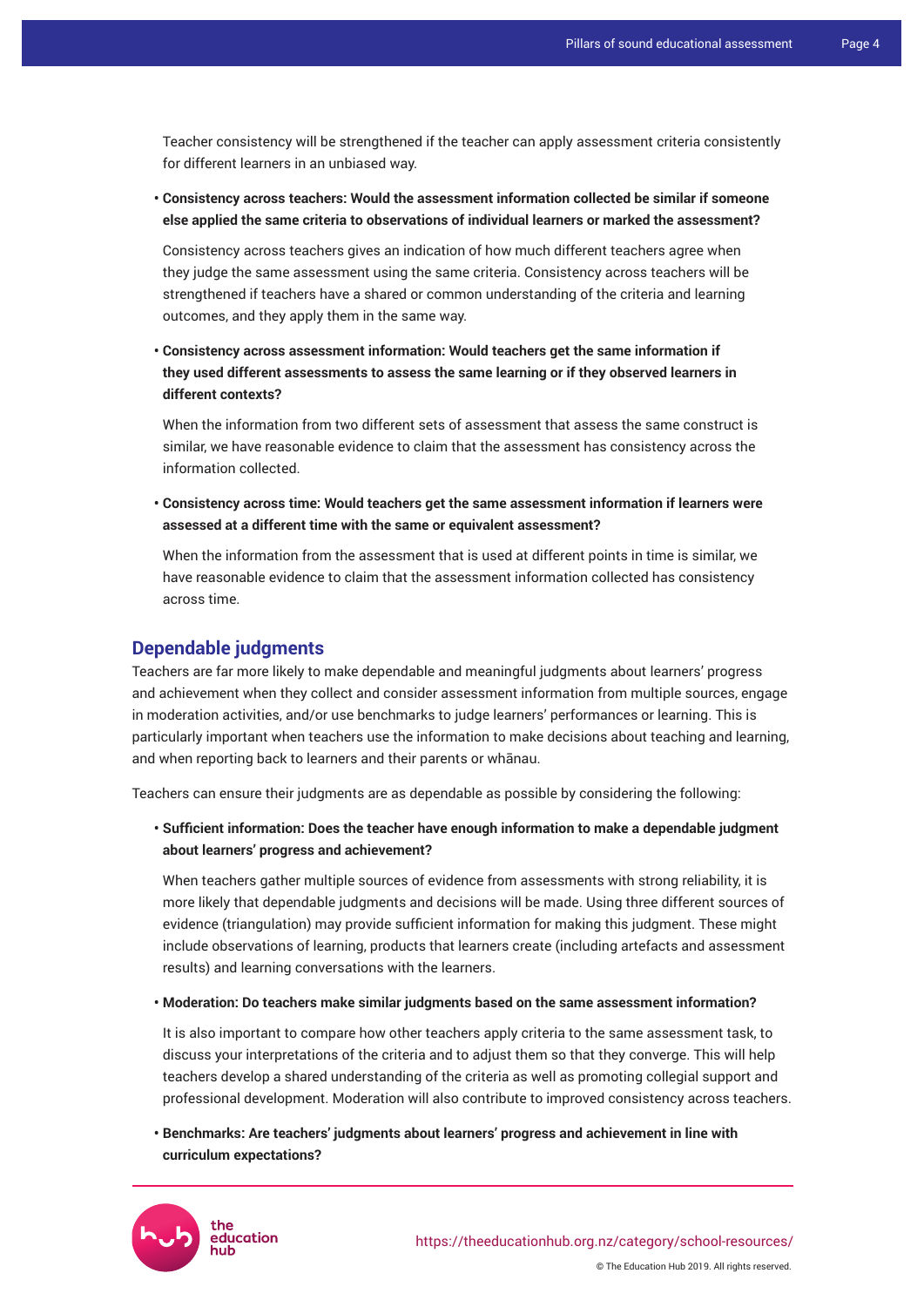Teacher consistency will be strengthened if the teacher can apply assessment criteria consistently for different learners in an unbiased way.

- **Consistency across teachers: Would the assessment information collected be similar if someone else applied the same criteria to observations of individual learners or marked the assessment?**

  Consistency across teachers gives an indication of how much different teachers agree when they judge the same assessment using the same criteria. Consistency across teachers will be strengthened if teachers have a shared or common understanding of the criteria and learning outcomes, and they apply them in the same way.

- **Consistency across assessment information: Would teachers get the same information if they used different assessments to assess the same learning or if they observed learners in different contexts?**

  When the information from two different sets of assessment that assess the same construct is similar, we have reasonable evidence to claim that the assessment has consistency across the information collected.

- **Consistency across time: Would teachers get the same assessment information if learners were assessed at a different time with the same or equivalent assessment?**

  When the information from the assessment that is used at different points in time is similar, we have reasonable evidence to claim that the assessment information collected has consistency across time.

## Dependable judgments

Teachers are far more likely to make dependable and meaningful judgments about learners' progress and achievement when they collect and consider assessment information from multiple sources, engage in moderation activities, and/or use benchmarks to judge learners' performances or learning. This is particularly important when teachers use the information to make decisions about teaching and learning, and when reporting back to learners and their parents or whānau.

Teachers can ensure their judgments are as dependable as possible by considering the following:

- **Sufficient information: Does the teacher have enough information to make a dependable judgment about learners' progress and achievement?**

  When teachers gather multiple sources of evidence from assessments with strong reliability, it is more likely that dependable judgments and decisions will be made. Using three different sources of evidence (triangulation) may provide sufficient information for making this judgment. These might include observations of learning, products that learners create (including artefacts and assessment results) and learning conversations with the learners.

- **Moderation: Do teachers make similar judgments based on the same assessment information?**

  It is also important to compare how other teachers apply criteria to the same assessment task, to discuss your interpretations of the criteria and to adjust them so that they converge. This will help teachers develop a shared understanding of the criteria as well as promoting collegial support and professional development. Moderation will also contribute to improved consistency across teachers.

- **Benchmarks: Are teachers' judgments about learners' progress and achievement in line with curriculum expectations?**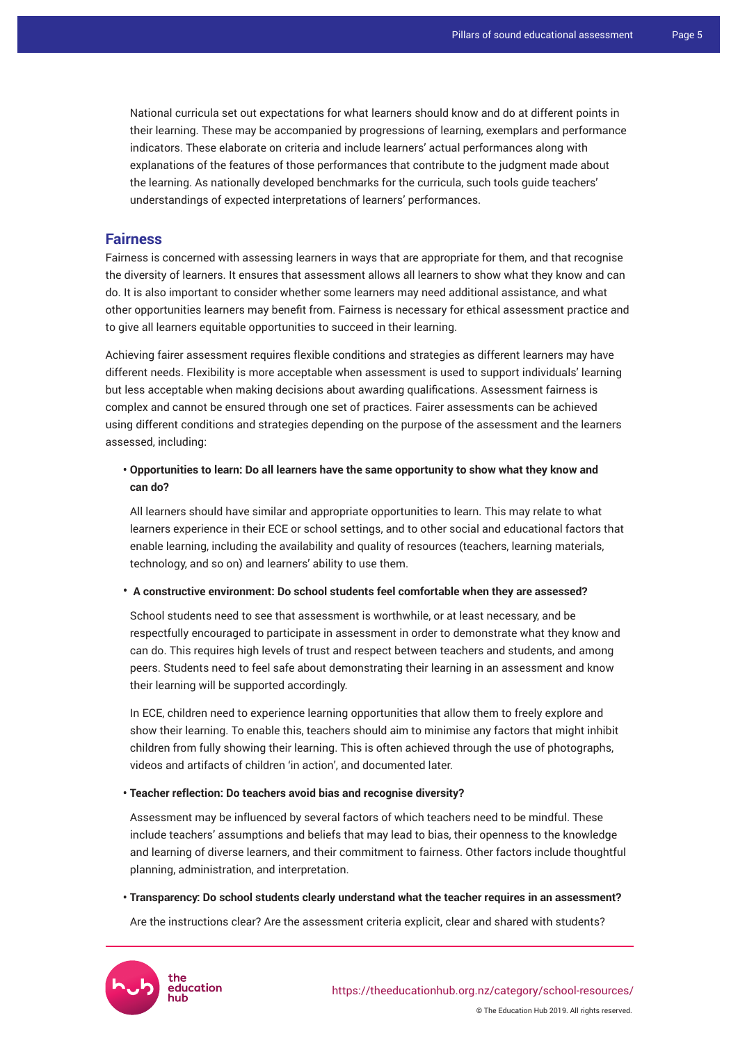National curricula set out expectations for what learners should know and do at different points in their learning. These may be accompanied by progressions of learning, exemplars and performance indicators. These elaborate on criteria and include learners' actual performances along with explanations of the features of those performances that contribute to the judgment made about the learning. As nationally developed benchmarks for the curricula, such tools guide teachers' understandings of expected interpretations of learners' performances.

## Fairness

Fairness is concerned with assessing learners in ways that are appropriate for them, and that recognise the diversity of learners. It ensures that assessment allows all learners to show what they know and can do. It is also important to consider whether some learners may need additional assistance, and what other opportunities learners may benefit from. Fairness is necessary for ethical assessment practice and to give all learners equitable opportunities to succeed in their learning.

Achieving fairer assessment requires flexible conditions and strategies as different learners may have different needs. Flexibility is more acceptable when assessment is used to support individuals' learning but less acceptable when making decisions about awarding qualifications. Assessment fairness is complex and cannot be ensured through one set of practices. Fairer assessments can be achieved using different conditions and strategies depending on the purpose of the assessment and the learners assessed, including:

- **Opportunities to learn: Do all learners have the same opportunity to show what they know and can do?**

  All learners should have similar and appropriate opportunities to learn. This may relate to what learners experience in their ECE or school settings, and to other social and educational factors that enable learning, including the availability and quality of resources (teachers, learning materials, technology, and so on) and learners' ability to use them.

- **A constructive environment: Do school students feel comfortable when they are assessed?**

  School students need to see that assessment is worthwhile, or at least necessary, and be respectfully encouraged to participate in assessment in order to demonstrate what they know and can do. This requires high levels of trust and respect between teachers and students, and among peers. Students need to feel safe about demonstrating their learning in an assessment and know their learning will be supported accordingly.

  In ECE, children need to experience learning opportunities that allow them to freely explore and show their learning. To enable this, teachers should aim to minimise any factors that might inhibit children from fully showing their learning. This is often achieved through the use of photographs, videos and artifacts of children 'in action', and documented later.

- **Teacher reflection: Do teachers avoid bias and recognise diversity?**

  Assessment may be influenced by several factors of which teachers need to be mindful. These include teachers' assumptions and beliefs that may lead to bias, their openness to the knowledge and learning of diverse learners, and their commitment to fairness. Other factors include thoughtful planning, administration, and interpretation.

- **Transparency: Do school students clearly understand what the teacher requires in an assessment?**

  Are the instructions clear? Are the assessment criteria explicit, clear and shared with students?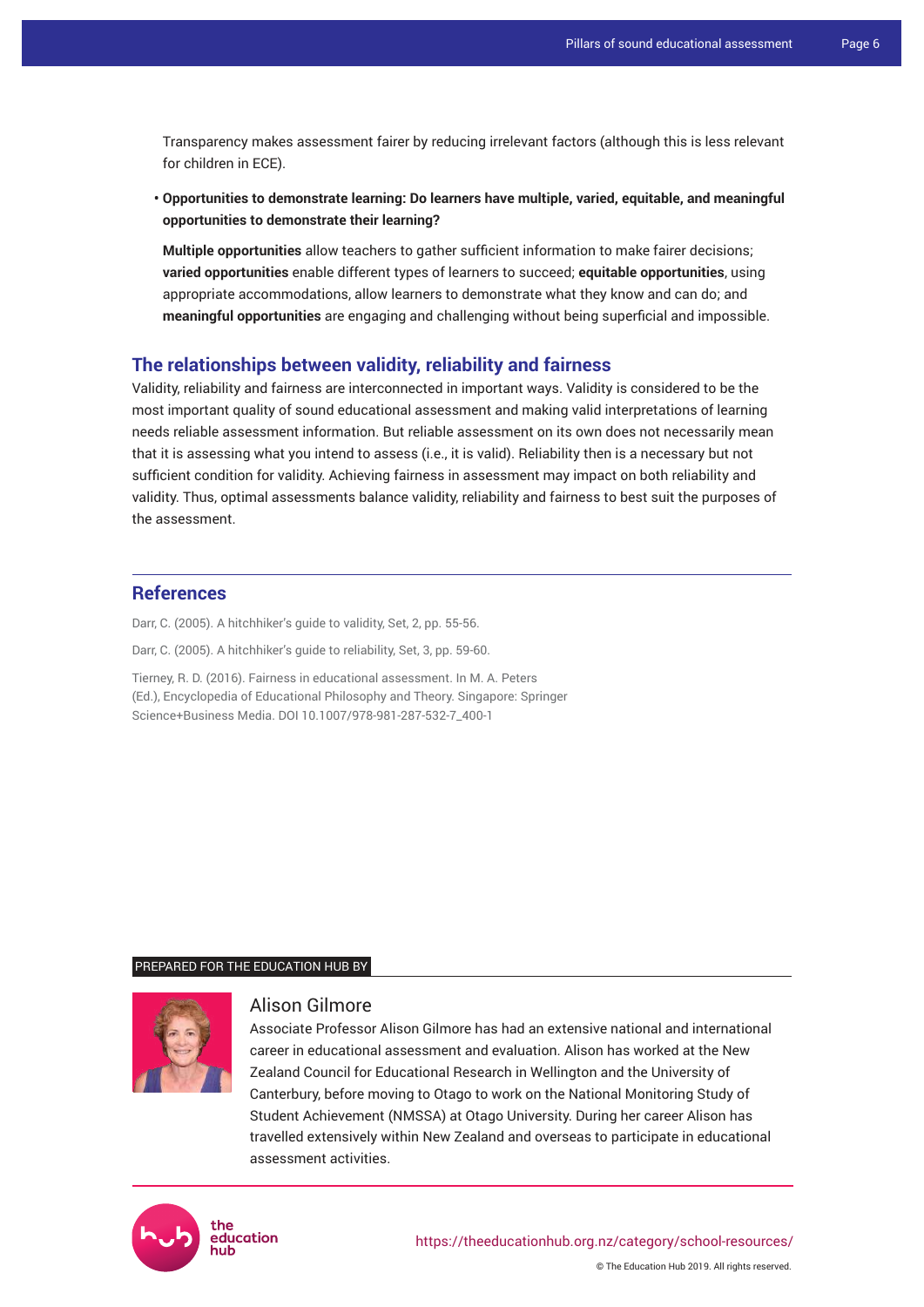Transparency makes assessment fairer by reducing irrelevant factors (although this is less relevant for children in ECE).

- **Opportunities to demonstrate learning: Do learners have multiple, varied, equitable, and meaningful opportunities to demonstrate their learning?**

  **Multiple opportunities** allow teachers to gather sufficient information to make fairer decisions; **varied opportunities** enable different types of learners to succeed; **equitable opportunities**, using appropriate accommodations, allow learners to demonstrate what they know and can do; and **meaningful opportunities** are engaging and challenging without being superficial and impossible.

## The relationships between validity, reliability and fairness

Validity, reliability and fairness are interconnected in important ways. Validity is considered to be the most important quality of sound educational assessment and making valid interpretations of learning needs reliable assessment information. But reliable assessment on its own does not necessarily mean that it is assessing what you intend to assess (i.e., it is valid). Reliability then is a necessary but not sufficient condition for validity. Achieving fairness in assessment may impact on both reliability and validity. Thus, optimal assessments balance validity, reliability and fairness to best suit the purposes of the assessment.

## References

Darr, C. (2005). A hitchhiker's guide to validity, Set, 2, pp. 55-56.

Darr, C. (2005). A hitchhiker's guide to reliability, Set, 3, pp. 59-60.

Tierney, R. D. (2016). Fairness in educational assessment. In M. A. Peters (Ed.), Encyclopedia of Educational Philosophy and Theory. Singapore: Springer Science+Business Media. DOI 10.1007/978-981-287-532-7_400-1

PREPARED FOR THE EDUCATION HUB BY

### Alison Gilmore

Associate Professor Alison Gilmore has had an extensive national and international career in educational assessment and evaluation. Alison has worked at the New Zealand Council for Educational Research in Wellington and the University of Canterbury, before moving to Otago to work on the National Monitoring Study of Student Achievement (NMSSA) at Otago University. During her career Alison has travelled extensively within New Zealand and overseas to participate in educational assessment activities.

the education hub

https://theeducationhub.org.nz/category/school-resources/

© The Education Hub 2019. All rights reserved.